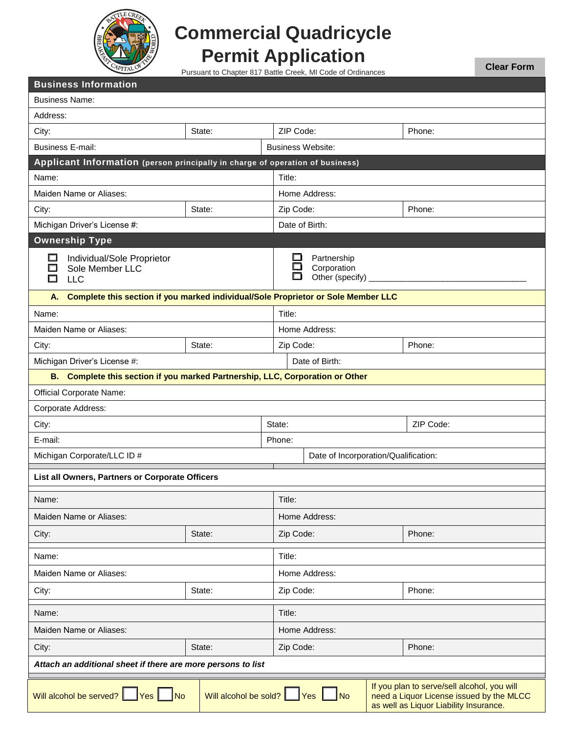# Commercial Quadricycle Permit Application

Pursuant to Chapter 817 Battle Creek, MI Code of Ordinances

Clear Form

## Business Information

| Business Name: | | | |
|---|---|---|---|
| Address: | | | |
| City: | State: | ZIP Code: | Phone: |
| Business E-mail: | | Business Website: | |

## Applicant Information (person principally in charge of operation of business)

| Name: | | Title: | |
|---|---|---|---|
| Maiden Name or Aliases: | | Home Address: | |
| City: | State: | Zip Code: | Phone: |
| Michigan Driver's License #: | | Date of Birth: | |

## Ownership Type

- ☐ Individual/Sole Proprietor
- ☐ Sole Member LLC
- ☐ LLC
- ☐ Partnership
- ☐ Corporation
- ☐ Other (specify) ______________________________

**A. Complete this section if you marked individual/Sole Proprietor or Sole Member LLC**

| Name: | | Title: | |
|---|---|---|---|
| Maiden Name or Aliases: | | Home Address: | |
| City: | State: | Zip Code: | Phone: |
| Michigan Driver's License #: | | Date of Birth: | |

**B. Complete this section if you marked Partnership, LLC, Corporation or Other**

| Official Corporate Name: | | |
|---|---|---|
| Corporate Address: | | |
| City: | State: | ZIP Code: |
| E-mail: | Phone: | |
| Michigan Corporate/LLC ID # | Date of Incorporation/Qualification: | |

**List all Owners, Partners or Corporate Officers**

| Name: | | Title: | |
|---|---|---|---|
| Maiden Name or Aliases: | | Home Address: | |
| City: | State: | Zip Code: | Phone: |

| Name: | | Title: | |
|---|---|---|---|
| Maiden Name or Aliases: | | Home Address: | |
| City: | State: | Zip Code: | Phone: |

| Name: | | Title: | |
|---|---|---|---|
| Maiden Name or Aliases: | | Home Address: | |
| City: | State: | Zip Code: | Phone: |

*Attach an additional sheet if there are more persons to list*

| Will alcohol be served? ☐ Yes ☐ No | Will alcohol be sold? ☐ Yes ☐ No | If you plan to serve/sell alcohol, you will need a Liquor License issued by the MLCC as well as Liquor Liability Insurance. |
|---|---|---|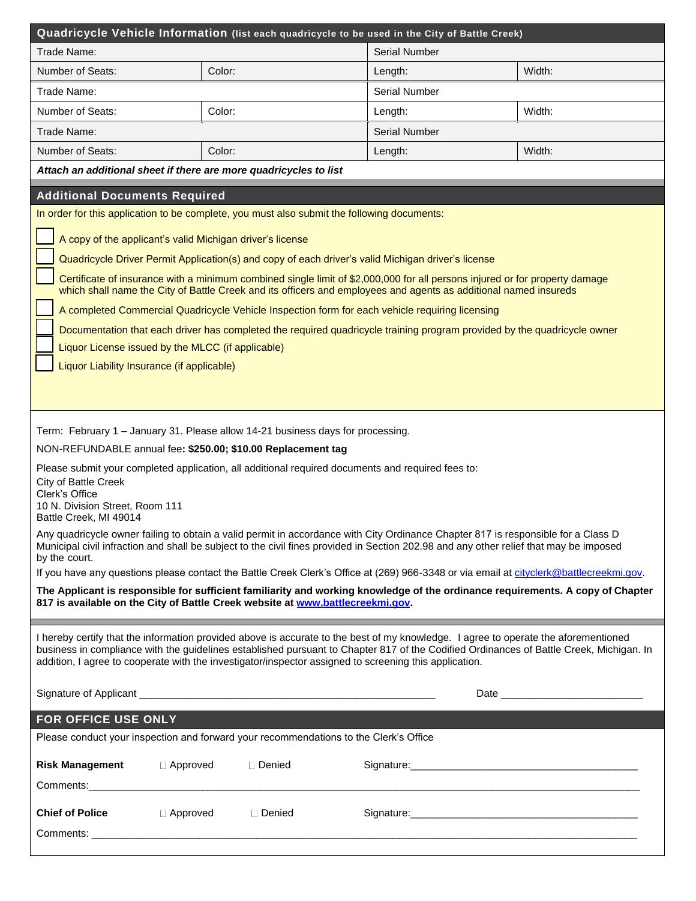## Quadricycle Vehicle Information (list each quadricycle to be used in the City of Battle Creek)

| Trade Name: | | Serial Number | |
|---|---|---|---|
| Number of Seats: | Color: | Length: | Width: |
| Trade Name: | | Serial Number | |
| Number of Seats: | Color: | Length: | Width: |
| Trade Name: | | Serial Number | |
| Number of Seats: | Color: | Length: | Width: |

***Attach an additional sheet if there are more quadricycles to list***

## Additional Documents Required

In order for this application to be complete, you must also submit the following documents:

- ☐ A copy of the applicant's valid Michigan driver's license
- ☐ Quadricycle Driver Permit Application(s) and copy of each driver's valid Michigan driver's license
- ☐ Certificate of insurance with a minimum combined single limit of $2,000,000 for all persons injured or for property damage which shall name the City of Battle Creek and its officers and employees and agents as additional named insureds
- ☐ A completed Commercial Quadricycle Vehicle Inspection form for each vehicle requiring licensing
- ☐ Documentation that each driver has completed the required quadricycle training program provided by the quadricycle owner
- ☐ Liquor License issued by the MLCC (if applicable)
- ☐ Liquor Liability Insurance (if applicable)

Term: February 1 – January 31. Please allow 14-21 business days for processing.

NON-REFUNDABLE annual fee**: $250.00; $10.00 Replacement tag**

Please submit your completed application, all additional required documents and required fees to:
City of Battle Creek
Clerk's Office
10 N. Division Street, Room 111
Battle Creek, MI 49014

Any quadricycle owner failing to obtain a valid permit in accordance with City Ordinance Chapter 817 is responsible for a Class D Municipal civil infraction and shall be subject to the civil fines provided in Section 202.98 and any other relief that may be imposed by the court.

If you have any questions please contact the Battle Creek Clerk's Office at (269) 966-3348 or via email at cityclerk@battlecreekmi.gov.

**The Applicant is responsible for sufficient familiarity and working knowledge of the ordinance requirements. A copy of Chapter 817 is available on the City of Battle Creek website at www.battlecreekmi.gov.**

I hereby certify that the information provided above is accurate to the best of my knowledge. I agree to operate the aforementioned business in compliance with the guidelines established pursuant to Chapter 817 of the Codified Ordinances of Battle Creek, Michigan. In addition, I agree to cooperate with the investigator/inspector assigned to screening this application.

Signature of Applicant ______________________________________________ Date ______________________

## FOR OFFICE USE ONLY

Please conduct your inspection and forward your recommendations to the Clerk's Office

**Risk Management** ☐ Approved ☐ Denied Signature:______________________________________

Comments:__________________________________________________________________________________

**Chief of Police** ☐ Approved ☐ Denied Signature:______________________________________

Comments: __________________________________________________________________________________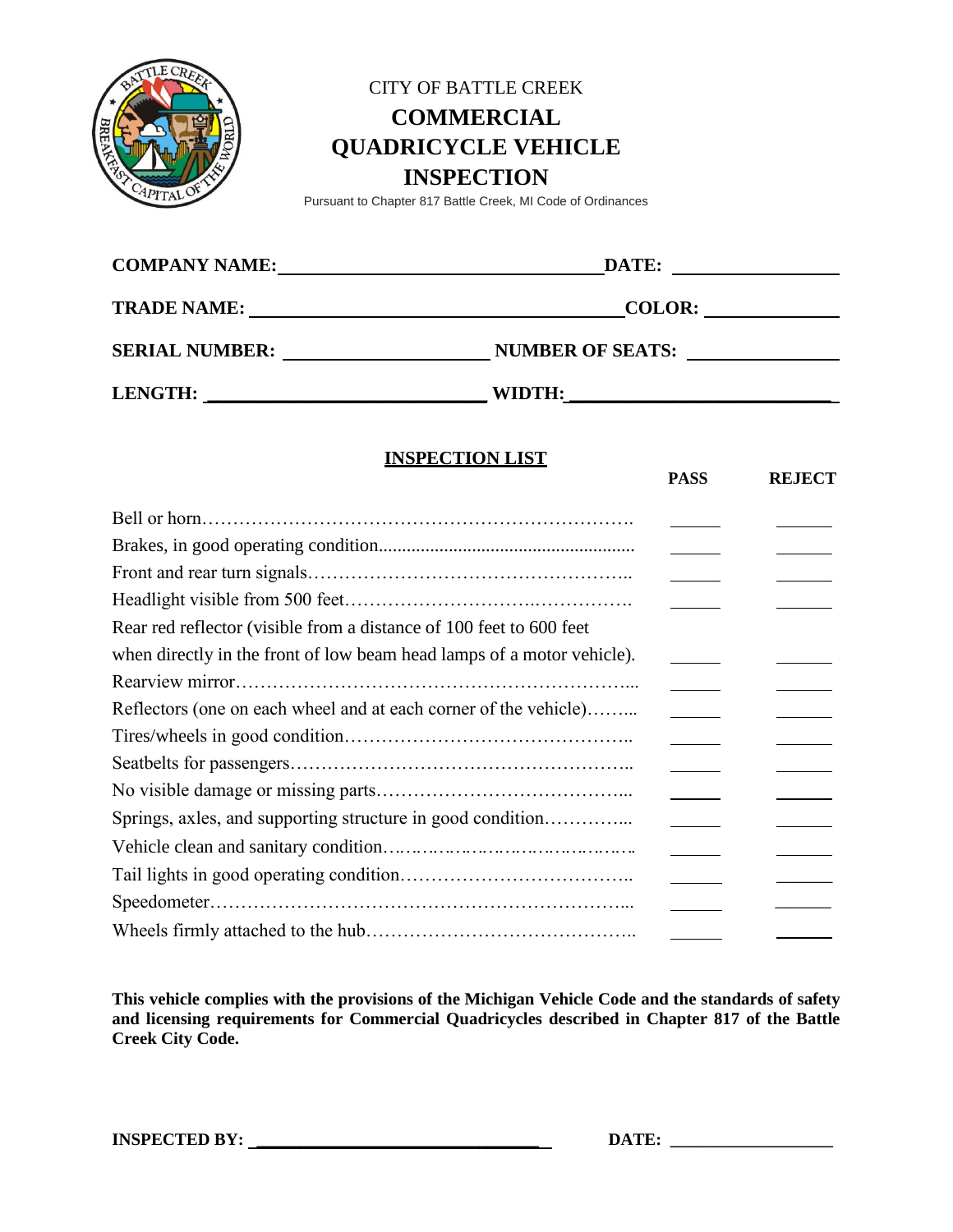CITY OF BATTLE CREEK

# COMMERCIAL QUADRICYCLE VEHICLE INSPECTION

Pursuant to Chapter 817 Battle Creek, MI Code of Ordinances

**COMPANY NAME:** ______________________________ **DATE:** ______________

**TRADE NAME:** ______________________________ **COLOR:** ______________

**SERIAL NUMBER:** ____________________ **NUMBER OF SEATS:** ______________

**LENGTH:** ________________________ **WIDTH:** ________________________

## INSPECTION LIST

| | PASS | REJECT |
|---|---|---|
| Bell or horn………………………………………………………………. | _____ | _____ |
| Brakes, in good operating condition....................................................... | _____ | _____ |
| Front and rear turn signals…………………………………………….. | _____ | _____ |
| Headlight visible from 500 feet……………………….……………. | _____ | _____ |
| Rear red reflector (visible from a distance of 100 feet to 600 feet when directly in the front of low beam head lamps of a motor vehicle). | _____ | _____ |
| Rearview mirror………………………………………………………... | _____ | _____ |
| Reflectors (one on each wheel and at each corner of the vehicle)……... | _____ | _____ |
| Tires/wheels in good condition……………………………………….. | _____ | _____ |
| Seatbelts for passengers……………………………………………….. | _____ | _____ |
| No visible damage or missing parts…………………………………... | _____ | _____ |
| Springs, axles, and supporting structure in good condition…………... | _____ | _____ |
| Vehicle clean and sanitary condition……………………………………. | _____ | _____ |
| Tail lights in good operating condition……………………………….. | _____ | _____ |
| Speedometer…………………………………………………………... | _____ | _____ |
| Wheels firmly attached to the hub…………………………………….. | _____ | _____ |

**This vehicle complies with the provisions of the Michigan Vehicle Code and the standards of safety and licensing requirements for Commercial Quadricycles described in Chapter 817 of the Battle Creek City Code.**

**INSPECTED BY:** ______________________________ **DATE:** ________________